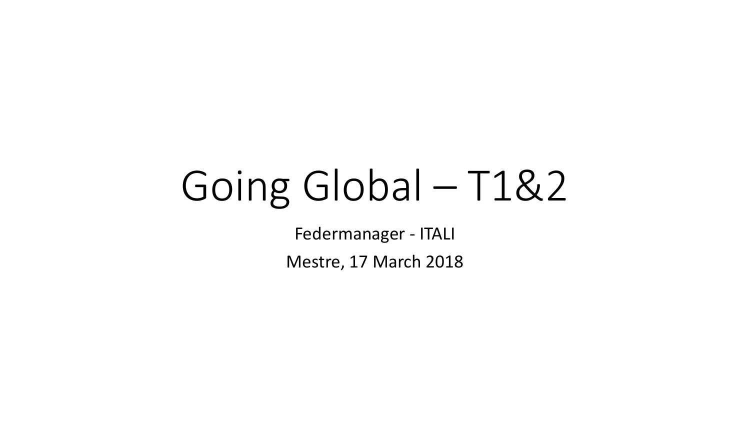# Going Global – T1&2

Federmanager - ITALI

Mestre, 17 March 2018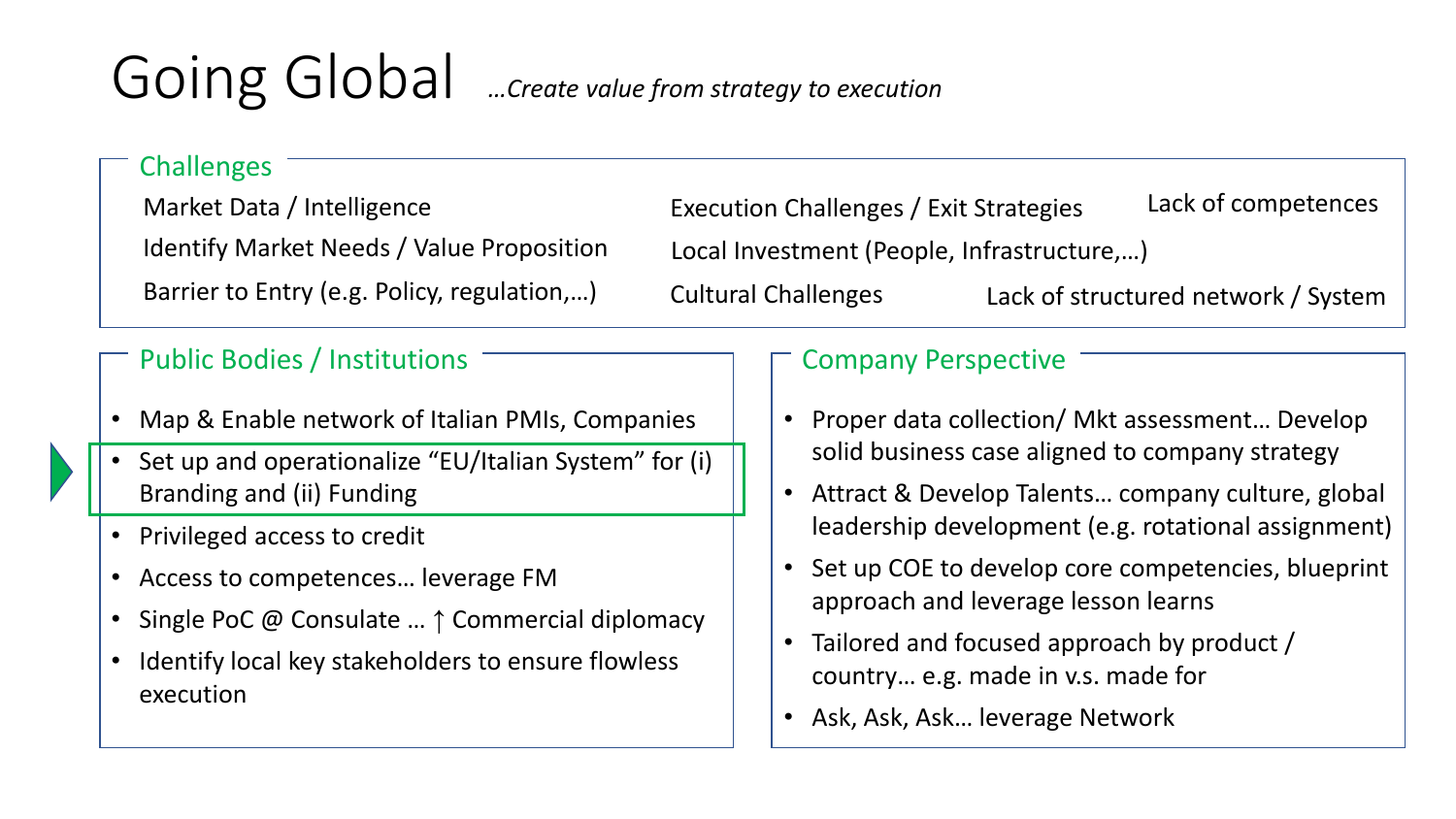# Going Global

*…Create value from strategy to execution*

## Challenges

- Market Data / Intelligence
- Identify Market Needs / Value Proposition
- Barrier to Entry (e.g. Policy, regulation,…)
- Execution Challenges / Exit Strategies
- Local Investment (People, Infrastructure,…)
- Cultural Challenges
- Lack of competences
- Lack of structured network / System

## Public Bodies / Institutions

- Map & Enable network of Italian PMIs, Companies
- Set up and operationalize "EU/Italian System" for (i) Branding and (ii) Funding
- Privileged access to credit
- Access to competences… leverage FM
- Single PoC @ Consulate … ↑ Commercial diplomacy
- Identify local key stakeholders to ensure flowless execution

## Company Perspective

- Proper data collection/ Mkt assessment… Develop solid business case aligned to company strategy
- Attract & Develop Talents… company culture, global leadership development (e.g. rotational assignment)
- Set up COE to develop core competencies, blueprint approach and leverage lesson learns
- Tailored and focused approach by product / country… e.g. made in v.s. made for
- Ask, Ask, Ask… leverage Network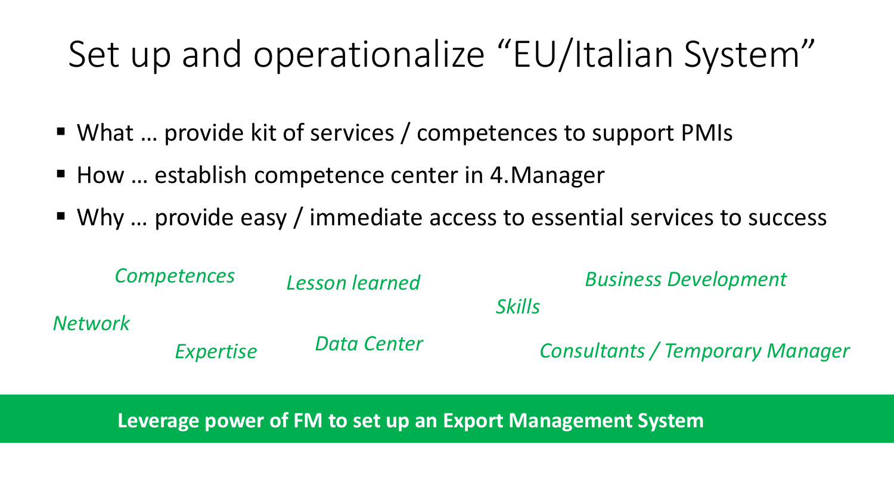# Set up and operationalize “EU/Italian System”

- What … provide kit of services / competences to support PMIs
- How … establish competence center in 4.Manager
- Why … provide easy / immediate access to essential services to success

*Competences*

*Lesson learned*

*Business Development*

*Skills*

*Network*

*Expertise*

*Data Center*

*Consultants / Temporary Manager*

**Leverage power of FM to set up an Export Management System**